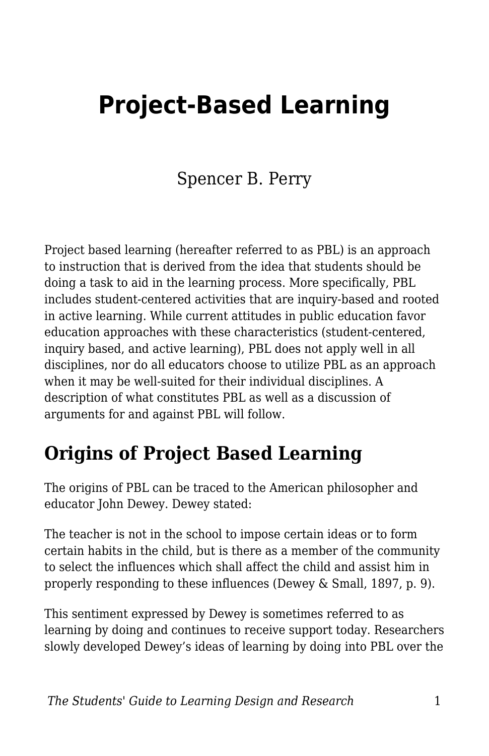# Project-Based Learning

Spencer B. Perry

Project based learning (hereafter referred to as PBL) is an approach to instruction that is derived from the idea that students should be doing a task to aid in the learning process. More specifically, PBL includes student-centered activities that are inquiry-based and rooted in active learning. While current attitudes in public education favor education approaches with these characteristics (student-centered, inquiry based, and active learning), PBL does not apply well in all disciplines, nor do all educators choose to utilize PBL as an approach when it may be well-suited for their individual disciplines. A description of what constitutes PBL as well as a discussion of arguments for and against PBL will follow.

## Origins of Project Based Learning

The origins of PBL can be traced to the American philosopher and educator John Dewey. Dewey stated:

The teacher is not in the school to impose certain ideas or to form certain habits in the child, but is there as a member of the community to select the influences which shall affect the child and assist him in properly responding to these influences (Dewey & Small, 1897, p. 9).

This sentiment expressed by Dewey is sometimes referred to as learning by doing and continues to receive support today. Researchers slowly developed Dewey's ideas of learning by doing into PBL over the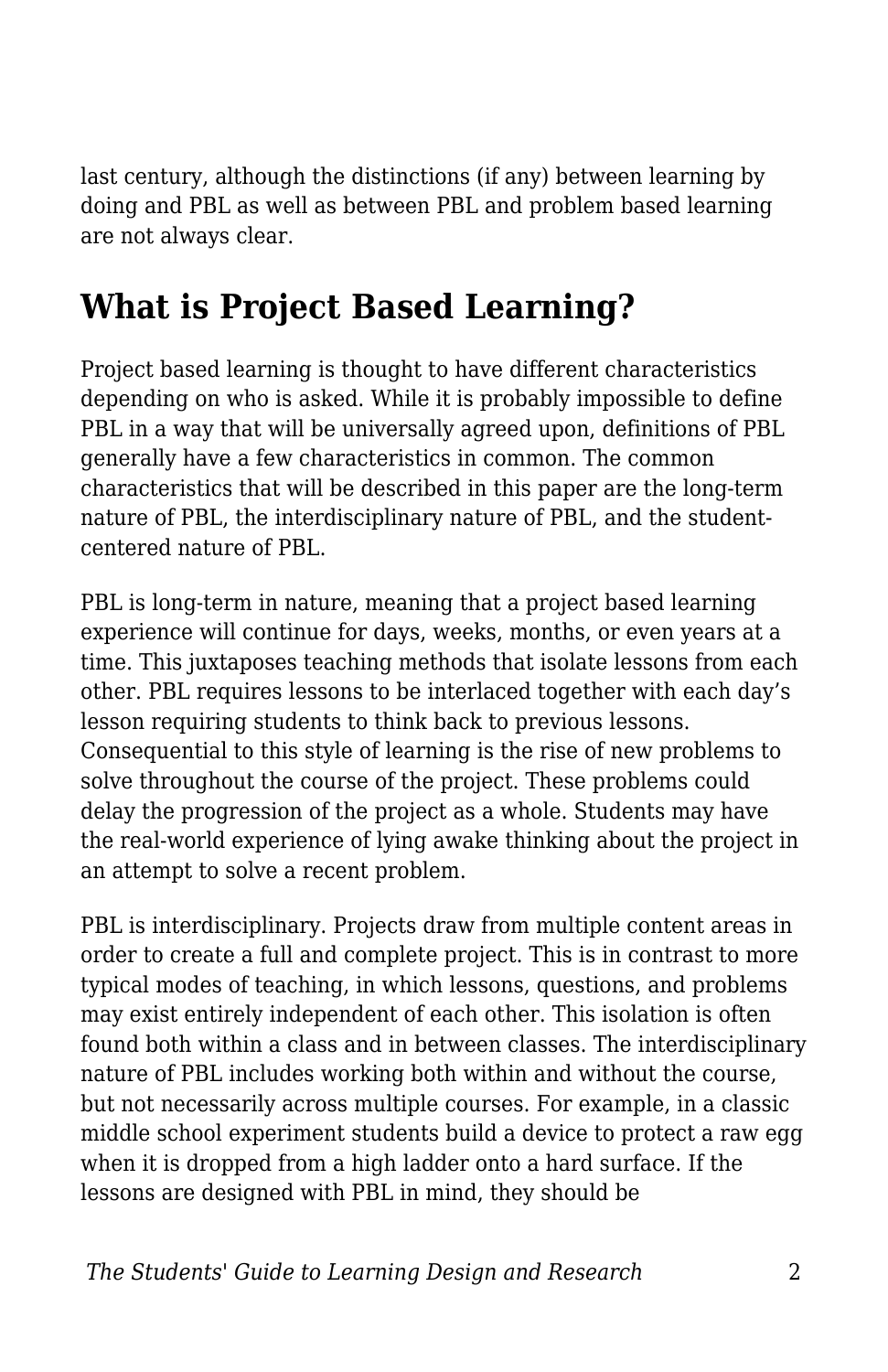last century, although the distinctions (if any) between learning by doing and PBL as well as between PBL and problem based learning are not always clear.

## What is Project Based Learning?

Project based learning is thought to have different characteristics depending on who is asked. While it is probably impossible to define PBL in a way that will be universally agreed upon, definitions of PBL generally have a few characteristics in common. The common characteristics that will be described in this paper are the long-term nature of PBL, the interdisciplinary nature of PBL, and the student-centered nature of PBL.

PBL is long-term in nature, meaning that a project based learning experience will continue for days, weeks, months, or even years at a time. This juxtaposes teaching methods that isolate lessons from each other. PBL requires lessons to be interlaced together with each day's lesson requiring students to think back to previous lessons. Consequential to this style of learning is the rise of new problems to solve throughout the course of the project. These problems could delay the progression of the project as a whole. Students may have the real-world experience of lying awake thinking about the project in an attempt to solve a recent problem.

PBL is interdisciplinary. Projects draw from multiple content areas in order to create a full and complete project. This is in contrast to more typical modes of teaching, in which lessons, questions, and problems may exist entirely independent of each other. This isolation is often found both within a class and in between classes. The interdisciplinary nature of PBL includes working both within and without the course, but not necessarily across multiple courses. For example, in a classic middle school experiment students build a device to protect a raw egg when it is dropped from a high ladder onto a hard surface. If the lessons are designed with PBL in mind, they should be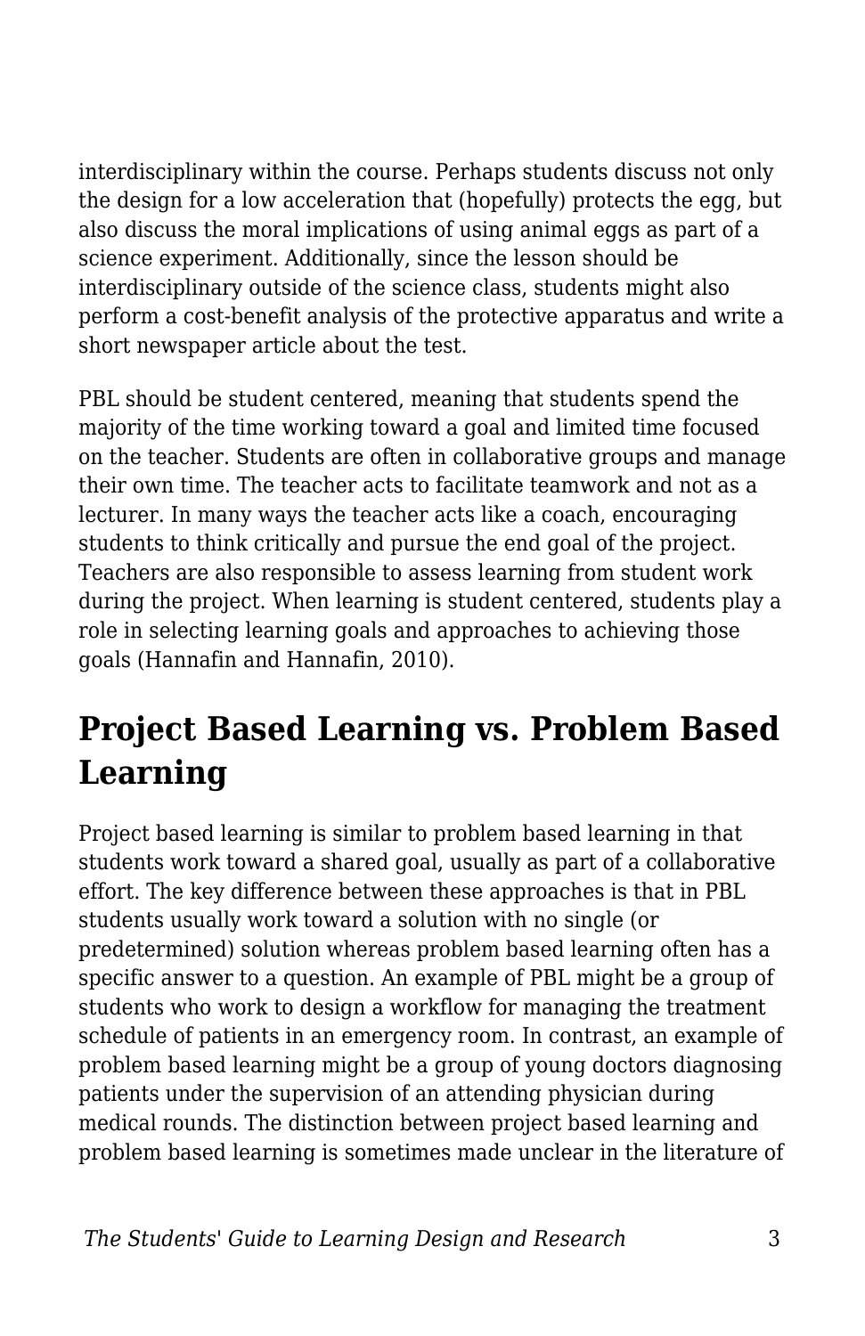interdisciplinary within the course. Perhaps students discuss not only the design for a low acceleration that (hopefully) protects the egg, but also discuss the moral implications of using animal eggs as part of a science experiment. Additionally, since the lesson should be interdisciplinary outside of the science class, students might also perform a cost-benefit analysis of the protective apparatus and write a short newspaper article about the test.

PBL should be student centered, meaning that students spend the majority of the time working toward a goal and limited time focused on the teacher. Students are often in collaborative groups and manage their own time. The teacher acts to facilitate teamwork and not as a lecturer. In many ways the teacher acts like a coach, encouraging students to think critically and pursue the end goal of the project. Teachers are also responsible to assess learning from student work during the project. When learning is student centered, students play a role in selecting learning goals and approaches to achieving those goals (Hannafin and Hannafin, 2010).

## Project Based Learning vs. Problem Based Learning

Project based learning is similar to problem based learning in that students work toward a shared goal, usually as part of a collaborative effort. The key difference between these approaches is that in PBL students usually work toward a solution with no single (or predetermined) solution whereas problem based learning often has a specific answer to a question. An example of PBL might be a group of students who work to design a workflow for managing the treatment schedule of patients in an emergency room. In contrast, an example of problem based learning might be a group of young doctors diagnosing patients under the supervision of an attending physician during medical rounds. The distinction between project based learning and problem based learning is sometimes made unclear in the literature of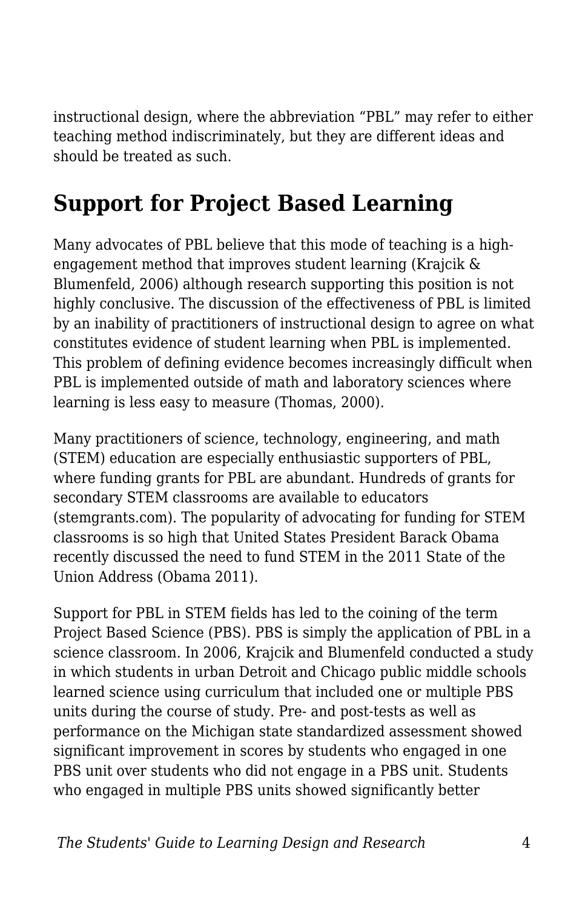instructional design, where the abbreviation "PBL" may refer to either teaching method indiscriminately, but they are different ideas and should be treated as such.

## Support for Project Based Learning

Many advocates of PBL believe that this mode of teaching is a high-engagement method that improves student learning (Krajcik & Blumenfeld, 2006) although research supporting this position is not highly conclusive. The discussion of the effectiveness of PBL is limited by an inability of practitioners of instructional design to agree on what constitutes evidence of student learning when PBL is implemented. This problem of defining evidence becomes increasingly difficult when PBL is implemented outside of math and laboratory sciences where learning is less easy to measure (Thomas, 2000).

Many practitioners of science, technology, engineering, and math (STEM) education are especially enthusiastic supporters of PBL, where funding grants for PBL are abundant. Hundreds of grants for secondary STEM classrooms are available to educators (stemgrants.com). The popularity of advocating for funding for STEM classrooms is so high that United States President Barack Obama recently discussed the need to fund STEM in the 2011 State of the Union Address (Obama 2011).

Support for PBL in STEM fields has led to the coining of the term Project Based Science (PBS). PBS is simply the application of PBL in a science classroom. In 2006, Krajcik and Blumenfeld conducted a study in which students in urban Detroit and Chicago public middle schools learned science using curriculum that included one or multiple PBS units during the course of study. Pre- and post-tests as well as performance on the Michigan state standardized assessment showed significant improvement in scores by students who engaged in one PBS unit over students who did not engage in a PBS unit. Students who engaged in multiple PBS units showed significantly better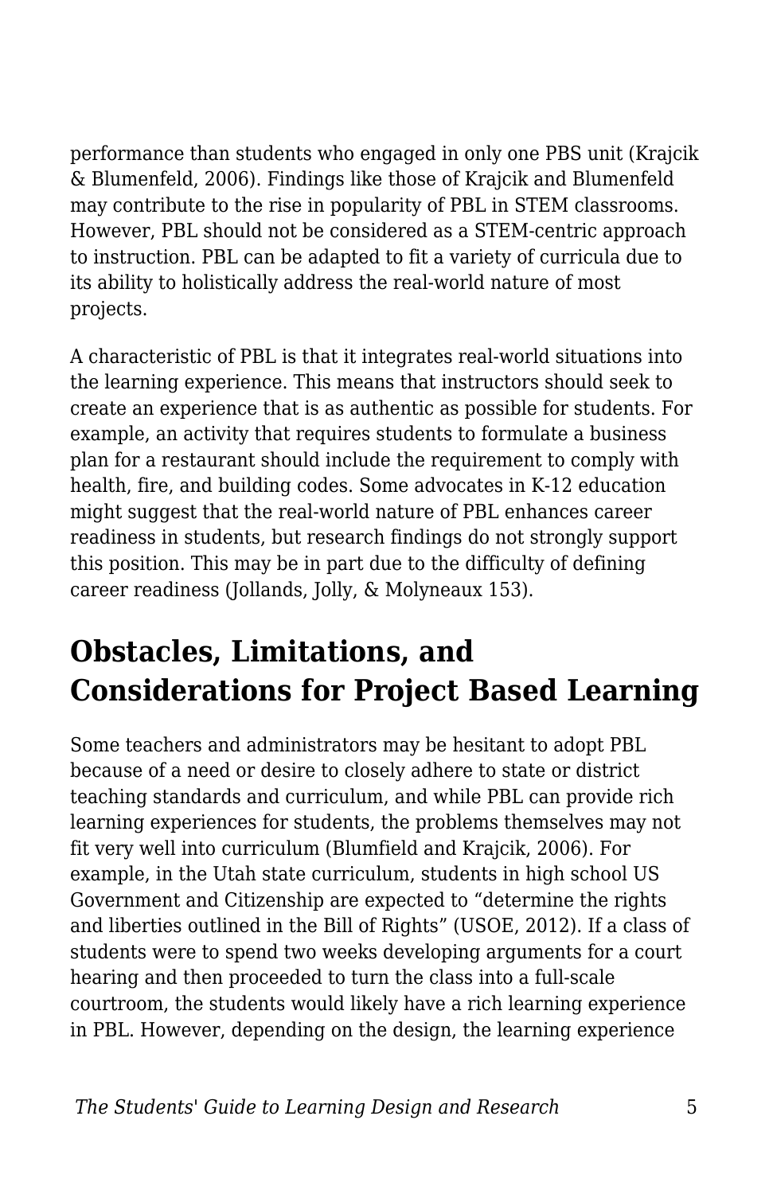performance than students who engaged in only one PBS unit (Krajcik & Blumenfeld, 2006). Findings like those of Krajcik and Blumenfeld may contribute to the rise in popularity of PBL in STEM classrooms. However, PBL should not be considered as a STEM-centric approach to instruction. PBL can be adapted to fit a variety of curricula due to its ability to holistically address the real-world nature of most projects.

A characteristic of PBL is that it integrates real-world situations into the learning experience. This means that instructors should seek to create an experience that is as authentic as possible for students. For example, an activity that requires students to formulate a business plan for a restaurant should include the requirement to comply with health, fire, and building codes. Some advocates in K-12 education might suggest that the real-world nature of PBL enhances career readiness in students, but research findings do not strongly support this position. This may be in part due to the difficulty of defining career readiness (Jollands, Jolly, & Molyneaux 153).

## Obstacles, Limitations, and Considerations for Project Based Learning

Some teachers and administrators may be hesitant to adopt PBL because of a need or desire to closely adhere to state or district teaching standards and curriculum, and while PBL can provide rich learning experiences for students, the problems themselves may not fit very well into curriculum (Blumfield and Krajcik, 2006). For example, in the Utah state curriculum, students in high school US Government and Citizenship are expected to “determine the rights and liberties outlined in the Bill of Rights” (USOE, 2012). If a class of students were to spend two weeks developing arguments for a court hearing and then proceeded to turn the class into a full-scale courtroom, the students would likely have a rich learning experience in PBL. However, depending on the design, the learning experience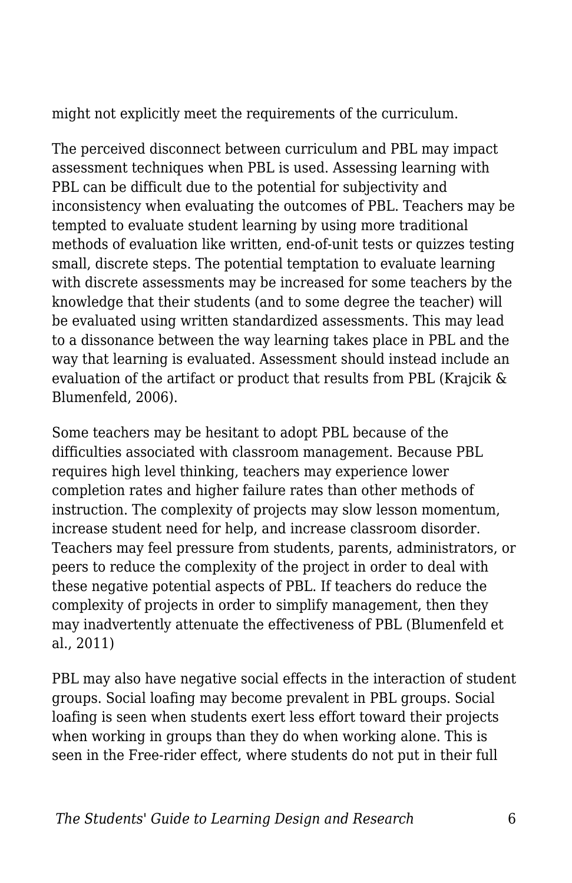might not explicitly meet the requirements of the curriculum.

The perceived disconnect between curriculum and PBL may impact assessment techniques when PBL is used. Assessing learning with PBL can be difficult due to the potential for subjectivity and inconsistency when evaluating the outcomes of PBL. Teachers may be tempted to evaluate student learning by using more traditional methods of evaluation like written, end-of-unit tests or quizzes testing small, discrete steps. The potential temptation to evaluate learning with discrete assessments may be increased for some teachers by the knowledge that their students (and to some degree the teacher) will be evaluated using written standardized assessments. This may lead to a dissonance between the way learning takes place in PBL and the way that learning is evaluated. Assessment should instead include an evaluation of the artifact or product that results from PBL (Krajcik & Blumenfeld, 2006).

Some teachers may be hesitant to adopt PBL because of the difficulties associated with classroom management. Because PBL requires high level thinking, teachers may experience lower completion rates and higher failure rates than other methods of instruction. The complexity of projects may slow lesson momentum, increase student need for help, and increase classroom disorder. Teachers may feel pressure from students, parents, administrators, or peers to reduce the complexity of the project in order to deal with these negative potential aspects of PBL. If teachers do reduce the complexity of projects in order to simplify management, then they may inadvertently attenuate the effectiveness of PBL (Blumenfeld et al., 2011)

PBL may also have negative social effects in the interaction of student groups. Social loafing may become prevalent in PBL groups. Social loafing is seen when students exert less effort toward their projects when working in groups than they do when working alone. This is seen in the Free-rider effect, where students do not put in their full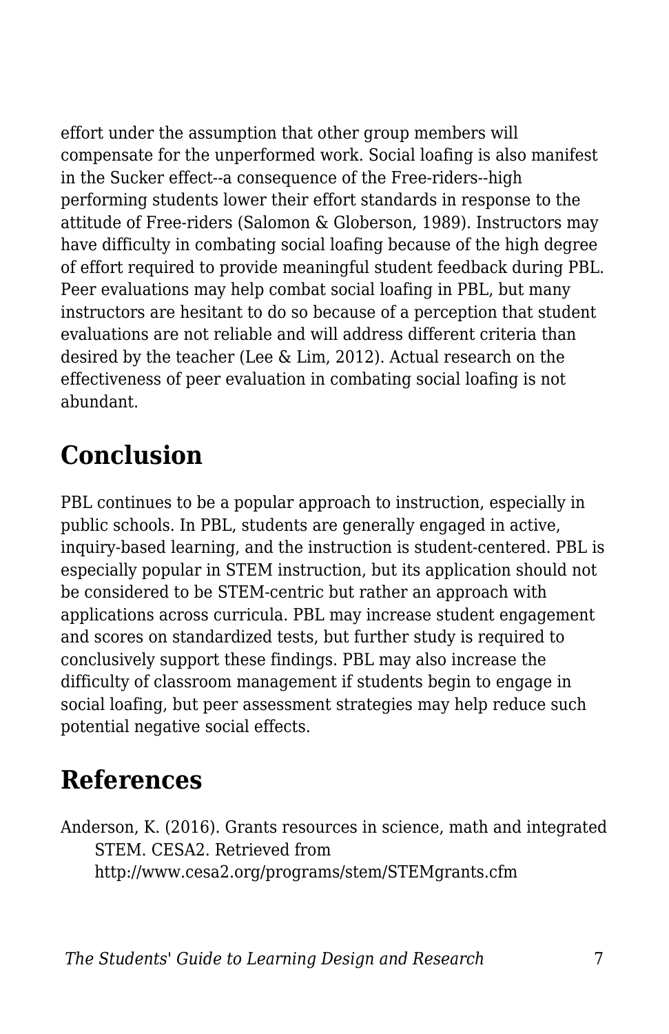effort under the assumption that other group members will compensate for the unperformed work. Social loafing is also manifest in the Sucker effect--a consequence of the Free-riders--high performing students lower their effort standards in response to the attitude of Free-riders (Salomon & Globerson, 1989). Instructors may have difficulty in combating social loafing because of the high degree of effort required to provide meaningful student feedback during PBL. Peer evaluations may help combat social loafing in PBL, but many instructors are hesitant to do so because of a perception that student evaluations are not reliable and will address different criteria than desired by the teacher (Lee & Lim, 2012). Actual research on the effectiveness of peer evaluation in combating social loafing is not abundant.

## Conclusion

PBL continues to be a popular approach to instruction, especially in public schools. In PBL, students are generally engaged in active, inquiry-based learning, and the instruction is student-centered. PBL is especially popular in STEM instruction, but its application should not be considered to be STEM-centric but rather an approach with applications across curricula. PBL may increase student engagement and scores on standardized tests, but further study is required to conclusively support these findings. PBL may also increase the difficulty of classroom management if students begin to engage in social loafing, but peer assessment strategies may help reduce such potential negative social effects.

## References

Anderson, K. (2016). Grants resources in science, math and integrated STEM. CESA2. Retrieved from http://www.cesa2.org/programs/stem/STEMgrants.cfm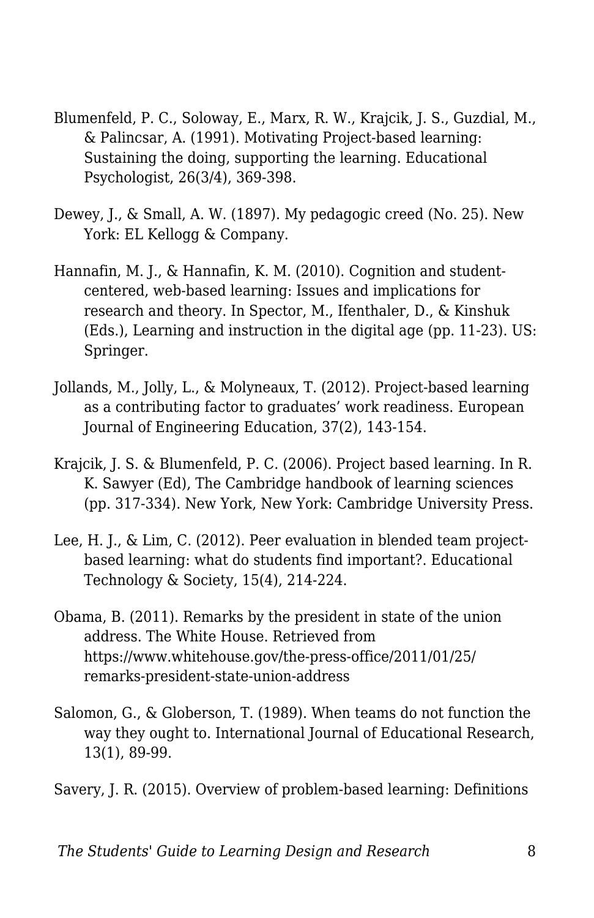Blumenfeld, P. C., Soloway, E., Marx, R. W., Krajcik, J. S., Guzdial, M., & Palincsar, A. (1991). Motivating Project-based learning: Sustaining the doing, supporting the learning. Educational Psychologist, 26(3/4), 369-398.

Dewey, J., & Small, A. W. (1897). My pedagogic creed (No. 25). New York: EL Kellogg & Company.

Hannafin, M. J., & Hannafin, K. M. (2010). Cognition and student-centered, web-based learning: Issues and implications for research and theory. In Spector, M., Ifenthaler, D., & Kinshuk (Eds.), Learning and instruction in the digital age (pp. 11-23). US: Springer.

Jollands, M., Jolly, L., & Molyneaux, T. (2012). Project-based learning as a contributing factor to graduates' work readiness. European Journal of Engineering Education, 37(2), 143-154.

Krajcik, J. S. & Blumenfeld, P. C. (2006). Project based learning. In R. K. Sawyer (Ed), The Cambridge handbook of learning sciences (pp. 317-334). New York, New York: Cambridge University Press.

Lee, H. J., & Lim, C. (2012). Peer evaluation in blended team project-based learning: what do students find important?. Educational Technology & Society, 15(4), 214-224.

Obama, B. (2011). Remarks by the president in state of the union address. The White House. Retrieved from https://www.whitehouse.gov/the-press-office/2011/01/25/remarks-president-state-union-address

Salomon, G., & Globerson, T. (1989). When teams do not function the way they ought to. International Journal of Educational Research, 13(1), 89-99.

Savery, J. R. (2015). Overview of problem-based learning: Definitions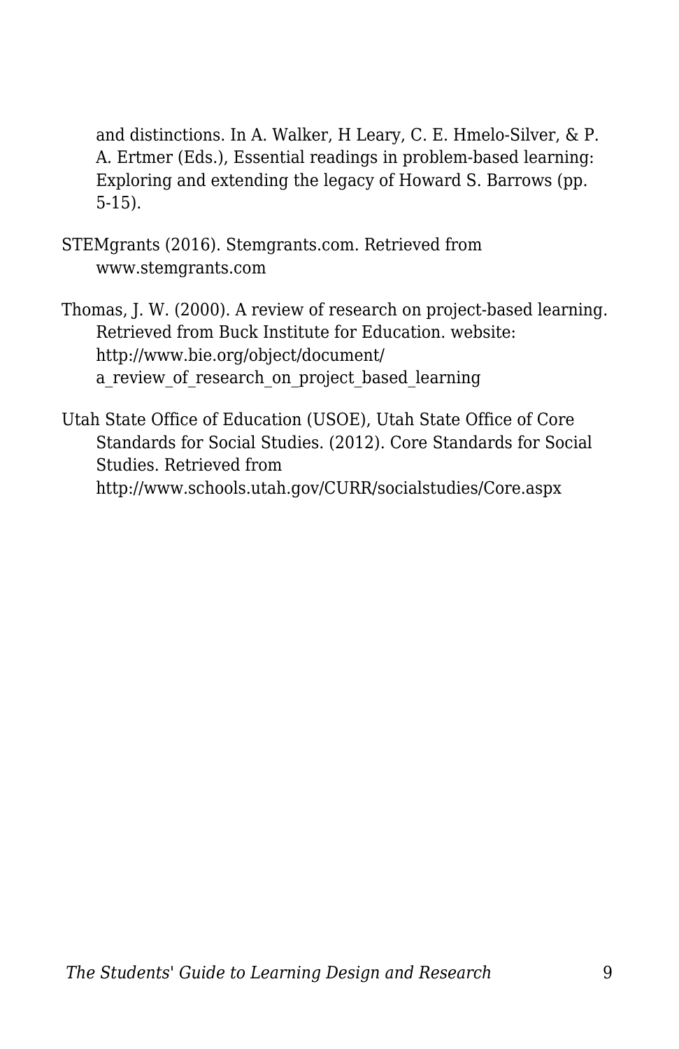and distinctions. In A. Walker, H Leary, C. E. Hmelo-Silver, & P. A. Ertmer (Eds.), Essential readings in problem-based learning: Exploring and extending the legacy of Howard S. Barrows (pp. 5-15).

STEMgrants (2016). Stemgrants.com. Retrieved from www.stemgrants.com

Thomas, J. W. (2000). A review of research on project-based learning. Retrieved from Buck Institute for Education. website: http://www.bie.org/object/document/a_review_of_research_on_project_based_learning

Utah State Office of Education (USOE), Utah State Office of Core Standards for Social Studies. (2012). Core Standards for Social Studies. Retrieved from http://www.schools.utah.gov/CURR/socialstudies/Core.aspx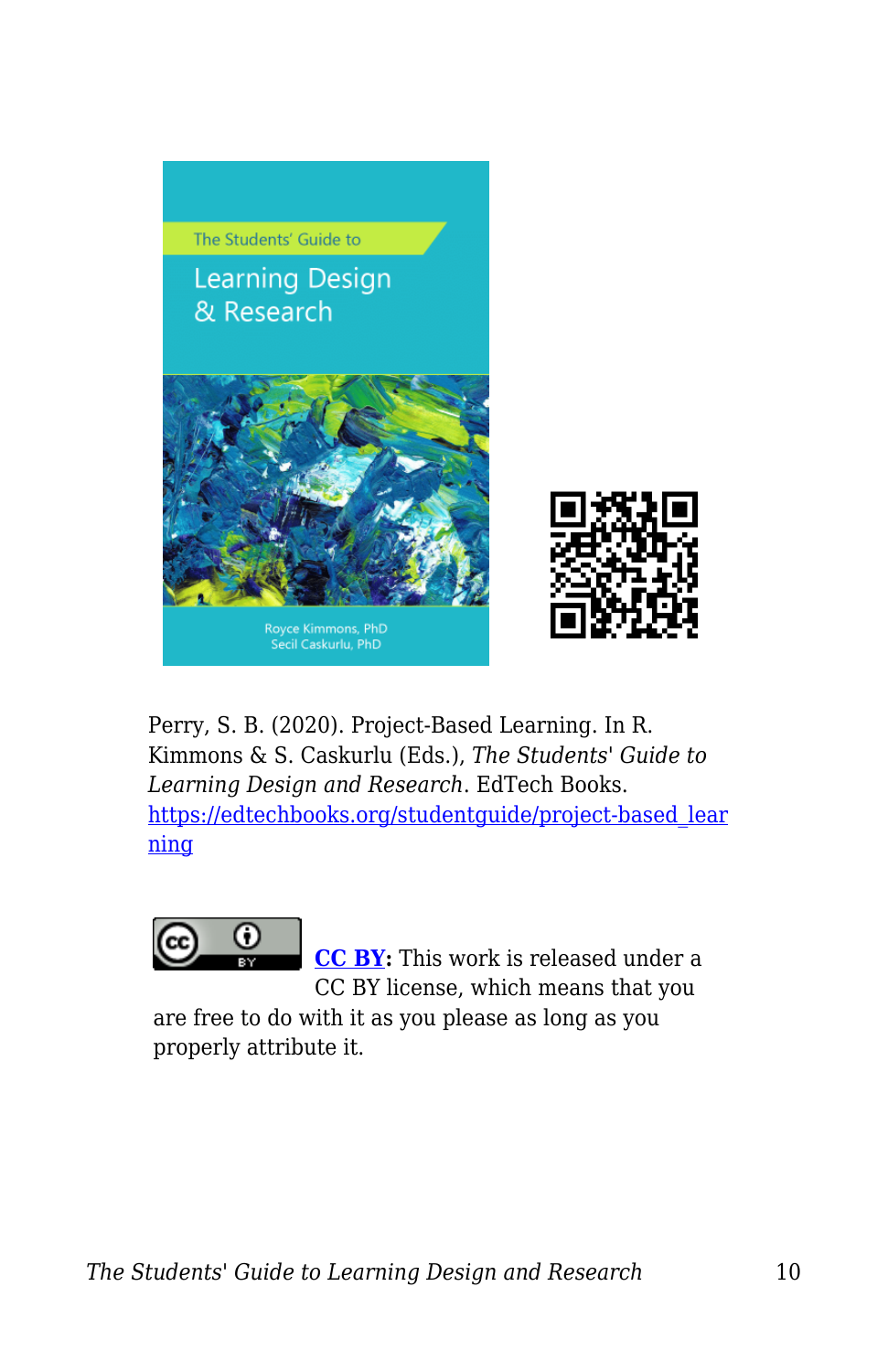Perry, S. B. (2020). Project-Based Learning. In R. Kimmons & S. Caskurlu (Eds.), *The Students' Guide to Learning Design and Research*. EdTech Books. https://edtechbooks.org/studentguide/project-based_learning

**CC BY:** This work is released under a CC BY license, which means that you are free to do with it as you please as long as you properly attribute it.